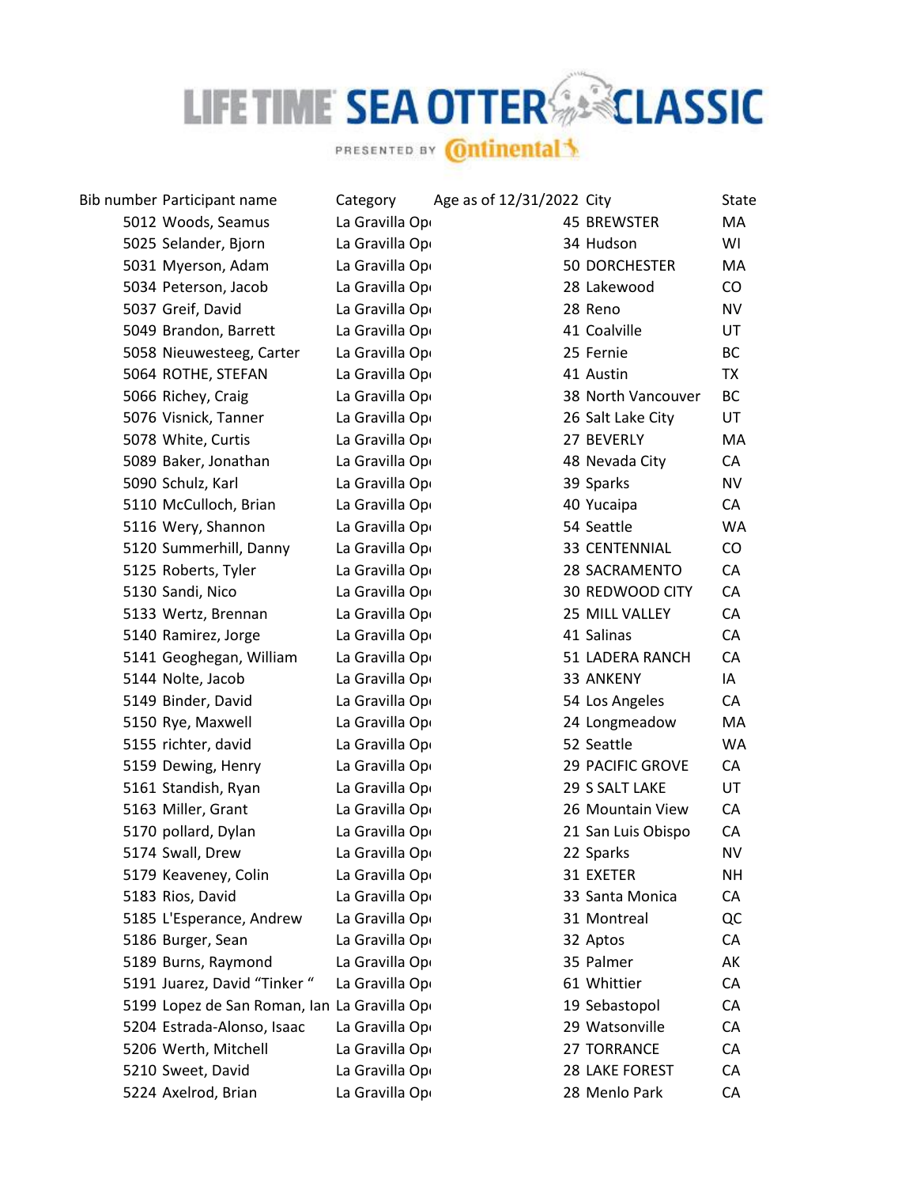# LIFE TIME SEA OTTER CLASSIC

PRESENTED BY Continental

| Bib number | Participant name | Category | Age as of 12/31/2022 | City | State |
|---|---|---|---|---|---|
| 5012 | Woods, Seamus | La Gravilla Op | 45 | BREWSTER | MA |
| 5025 | Selander, Bjorn | La Gravilla Op | 34 | Hudson | WI |
| 5031 | Myerson, Adam | La Gravilla Op | 50 | DORCHESTER | MA |
| 5034 | Peterson, Jacob | La Gravilla Op | 28 | Lakewood | CO |
| 5037 | Greif, David | La Gravilla Op | 28 | Reno | NV |
| 5049 | Brandon, Barrett | La Gravilla Op | 41 | Coalville | UT |
| 5058 | Nieuwesteeg, Carter | La Gravilla Op | 25 | Fernie | BC |
| 5064 | ROTHE, STEFAN | La Gravilla Op | 41 | Austin | TX |
| 5066 | Richey, Craig | La Gravilla Op | 38 | North Vancouver | BC |
| 5076 | Visnick, Tanner | La Gravilla Op | 26 | Salt Lake City | UT |
| 5078 | White, Curtis | La Gravilla Op | 27 | BEVERLY | MA |
| 5089 | Baker, Jonathan | La Gravilla Op | 48 | Nevada City | CA |
| 5090 | Schulz, Karl | La Gravilla Op | 39 | Sparks | NV |
| 5110 | McCulloch, Brian | La Gravilla Op | 40 | Yucaipa | CA |
| 5116 | Wery, Shannon | La Gravilla Op | 54 | Seattle | WA |
| 5120 | Summerhill, Danny | La Gravilla Op | 33 | CENTENNIAL | CO |
| 5125 | Roberts, Tyler | La Gravilla Op | 28 | SACRAMENTO | CA |
| 5130 | Sandi, Nico | La Gravilla Op | 30 | REDWOOD CITY | CA |
| 5133 | Wertz, Brennan | La Gravilla Op | 25 | MILL VALLEY | CA |
| 5140 | Ramirez, Jorge | La Gravilla Op | 41 | Salinas | CA |
| 5141 | Geoghegan, William | La Gravilla Op | 51 | LADERA RANCH | CA |
| 5144 | Nolte, Jacob | La Gravilla Op | 33 | ANKENY | IA |
| 5149 | Binder, David | La Gravilla Op | 54 | Los Angeles | CA |
| 5150 | Rye, Maxwell | La Gravilla Op | 24 | Longmeadow | MA |
| 5155 | richter, david | La Gravilla Op | 52 | Seattle | WA |
| 5159 | Dewing, Henry | La Gravilla Op | 29 | PACIFIC GROVE | CA |
| 5161 | Standish, Ryan | La Gravilla Op | 29 | S SALT LAKE | UT |
| 5163 | Miller, Grant | La Gravilla Op | 26 | Mountain View | CA |
| 5170 | pollard, Dylan | La Gravilla Op | 21 | San Luis Obispo | CA |
| 5174 | Swall, Drew | La Gravilla Op | 22 | Sparks | NV |
| 5179 | Keaveney, Colin | La Gravilla Op | 31 | EXETER | NH |
| 5183 | Rios, David | La Gravilla Op | 33 | Santa Monica | CA |
| 5185 | L'Esperance, Andrew | La Gravilla Op | 31 | Montreal | QC |
| 5186 | Burger, Sean | La Gravilla Op | 32 | Aptos | CA |
| 5189 | Burns, Raymond | La Gravilla Op | 35 | Palmer | AK |
| 5191 | Juarez, David "Tinker " | La Gravilla Op | 61 | Whittier | CA |
| 5199 | Lopez de San Roman, Ian | La Gravilla Op | 19 | Sebastopol | CA |
| 5204 | Estrada-Alonso, Isaac | La Gravilla Op | 29 | Watsonville | CA |
| 5206 | Werth, Mitchell | La Gravilla Op | 27 | TORRANCE | CA |
| 5210 | Sweet, David | La Gravilla Op | 28 | LAKE FOREST | CA |
| 5224 | Axelrod, Brian | La Gravilla Op | 28 | Menlo Park | CA |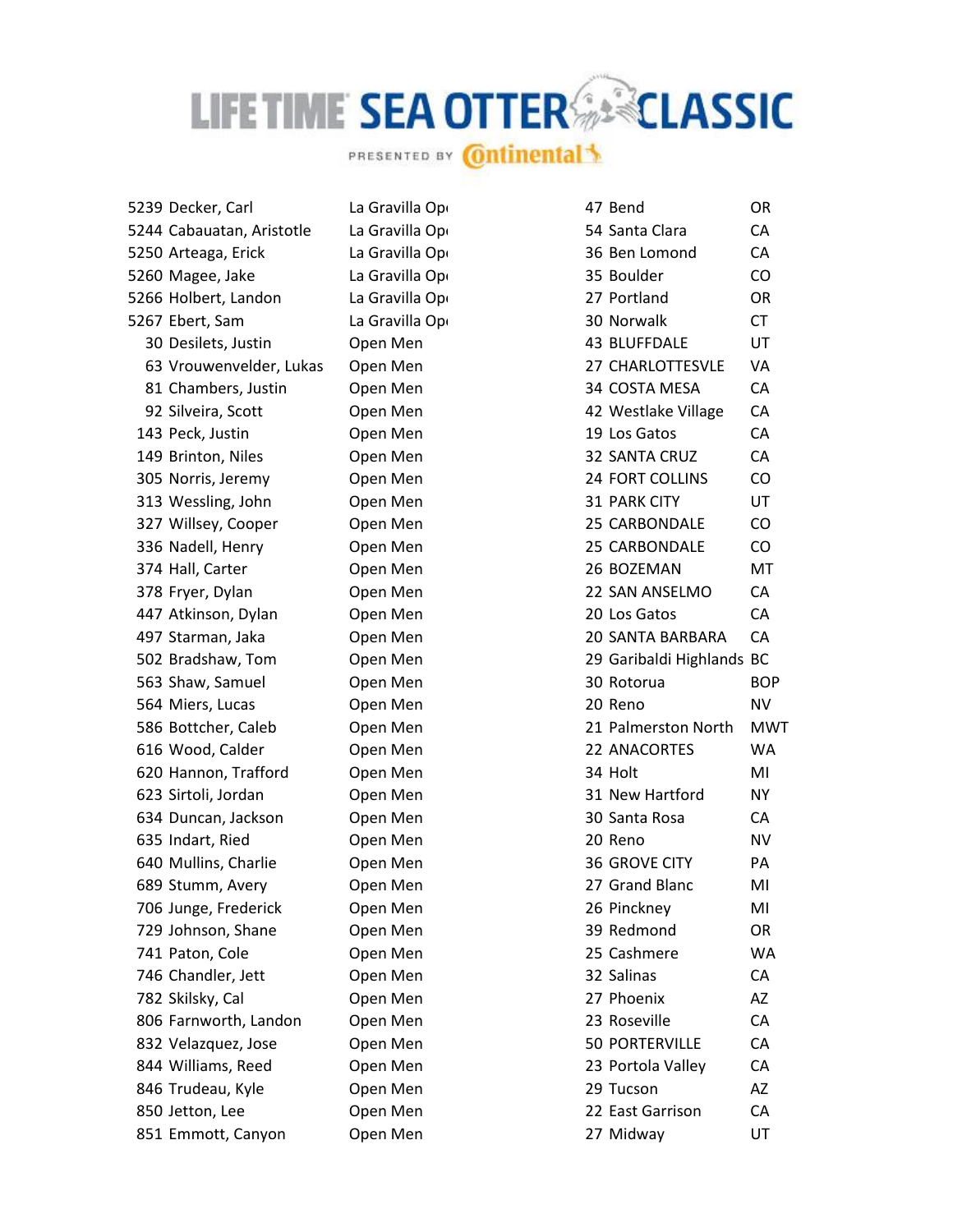# LIFE TIME SEA OTTER CLASSIC

PRESENTED BY Continental

| | | | | | |
|---|---|---|---|---|---|
| 5239 | Decker, Carl | La Gravilla Op | 47 | Bend | OR |
| 5244 | Cabauatan, Aristotle | La Gravilla Op | 54 | Santa Clara | CA |
| 5250 | Arteaga, Erick | La Gravilla Op | 36 | Ben Lomond | CA |
| 5260 | Magee, Jake | La Gravilla Op | 35 | Boulder | CO |
| 5266 | Holbert, Landon | La Gravilla Op | 27 | Portland | OR |
| 5267 | Ebert, Sam | La Gravilla Op | 30 | Norwalk | CT |
| 30 | Desilets, Justin | Open Men | 43 | BLUFFDALE | UT |
| 63 | Vrouwenvelder, Lukas | Open Men | 27 | CHARLOTTESVLE | VA |
| 81 | Chambers, Justin | Open Men | 34 | COSTA MESA | CA |
| 92 | Silveira, Scott | Open Men | 42 | Westlake Village | CA |
| 143 | Peck, Justin | Open Men | 19 | Los Gatos | CA |
| 149 | Brinton, Niles | Open Men | 32 | SANTA CRUZ | CA |
| 305 | Norris, Jeremy | Open Men | 24 | FORT COLLINS | CO |
| 313 | Wessling, John | Open Men | 31 | PARK CITY | UT |
| 327 | Willsey, Cooper | Open Men | 25 | CARBONDALE | CO |
| 336 | Nadell, Henry | Open Men | 25 | CARBONDALE | CO |
| 374 | Hall, Carter | Open Men | 26 | BOZEMAN | MT |
| 378 | Fryer, Dylan | Open Men | 22 | SAN ANSELMO | CA |
| 447 | Atkinson, Dylan | Open Men | 20 | Los Gatos | CA |
| 497 | Starman, Jaka | Open Men | 20 | SANTA BARBARA | CA |
| 502 | Bradshaw, Tom | Open Men | 29 | Garibaldi Highlands | BC |
| 563 | Shaw, Samuel | Open Men | 30 | Rotorua | BOP |
| 564 | Miers, Lucas | Open Men | 20 | Reno | NV |
| 586 | Bottcher, Caleb | Open Men | 21 | Palmerston North | MWT |
| 616 | Wood, Calder | Open Men | 22 | ANACORTES | WA |
| 620 | Hannon, Trafford | Open Men | 34 | Holt | MI |
| 623 | Sirtoli, Jordan | Open Men | 31 | New Hartford | NY |
| 634 | Duncan, Jackson | Open Men | 30 | Santa Rosa | CA |
| 635 | Indart, Ried | Open Men | 20 | Reno | NV |
| 640 | Mullins, Charlie | Open Men | 36 | GROVE CITY | PA |
| 689 | Stumm, Avery | Open Men | 27 | Grand Blanc | MI |
| 706 | Junge, Frederick | Open Men | 26 | Pinckney | MI |
| 729 | Johnson, Shane | Open Men | 39 | Redmond | OR |
| 741 | Paton, Cole | Open Men | 25 | Cashmere | WA |
| 746 | Chandler, Jett | Open Men | 32 | Salinas | CA |
| 782 | Skilsky, Cal | Open Men | 27 | Phoenix | AZ |
| 806 | Farnworth, Landon | Open Men | 23 | Roseville | CA |
| 832 | Velazquez, Jose | Open Men | 50 | PORTERVILLE | CA |
| 844 | Williams, Reed | Open Men | 23 | Portola Valley | CA |
| 846 | Trudeau, Kyle | Open Men | 29 | Tucson | AZ |
| 850 | Jetton, Lee | Open Men | 22 | East Garrison | CA |
| 851 | Emmott, Canyon | Open Men | 27 | Midway | UT |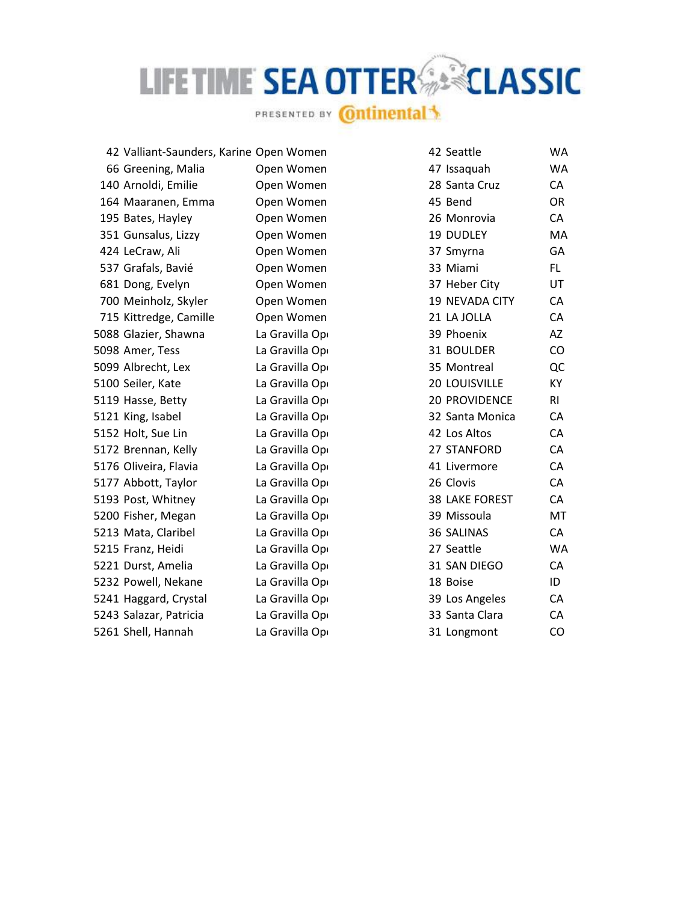# LIFE TIME SEA OTTER CLASSIC

PRESENTED BY Continental

| | | | | | |
|---|---|---|---|---|---|
| 42 | Valliant-Saunders, Karine | Open Women | 42 | Seattle | WA |
| 66 | Greening, Malia | Open Women | 47 | Issaquah | WA |
| 140 | Arnoldi, Emilie | Open Women | 28 | Santa Cruz | CA |
| 164 | Maaranen, Emma | Open Women | 45 | Bend | OR |
| 195 | Bates, Hayley | Open Women | 26 | Monrovia | CA |
| 351 | Gunsalus, Lizzy | Open Women | 19 | DUDLEY | MA |
| 424 | LeCraw, Ali | Open Women | 37 | Smyrna | GA |
| 537 | Grafals, Bavié | Open Women | 33 | Miami | FL |
| 681 | Dong, Evelyn | Open Women | 37 | Heber City | UT |
| 700 | Meinholz, Skyler | Open Women | 19 | NEVADA CITY | CA |
| 715 | Kittredge, Camille | Open Women | 21 | LA JOLLA | CA |
| 5088 | Glazier, Shawna | La Gravilla Op | 39 | Phoenix | AZ |
| 5098 | Amer, Tess | La Gravilla Op | 31 | BOULDER | CO |
| 5099 | Albrecht, Lex | La Gravilla Op | 35 | Montreal | QC |
| 5100 | Seiler, Kate | La Gravilla Op | 20 | LOUISVILLE | KY |
| 5119 | Hasse, Betty | La Gravilla Op | 20 | PROVIDENCE | RI |
| 5121 | King, Isabel | La Gravilla Op | 32 | Santa Monica | CA |
| 5152 | Holt, Sue Lin | La Gravilla Op | 42 | Los Altos | CA |
| 5172 | Brennan, Kelly | La Gravilla Op | 27 | STANFORD | CA |
| 5176 | Oliveira, Flavia | La Gravilla Op | 41 | Livermore | CA |
| 5177 | Abbott, Taylor | La Gravilla Op | 26 | Clovis | CA |
| 5193 | Post, Whitney | La Gravilla Op | 38 | LAKE FOREST | CA |
| 5200 | Fisher, Megan | La Gravilla Op | 39 | Missoula | MT |
| 5213 | Mata, Claribel | La Gravilla Op | 36 | SALINAS | CA |
| 5215 | Franz, Heidi | La Gravilla Op | 27 | Seattle | WA |
| 5221 | Durst, Amelia | La Gravilla Op | 31 | SAN DIEGO | CA |
| 5232 | Powell, Nekane | La Gravilla Op | 18 | Boise | ID |
| 5241 | Haggard, Crystal | La Gravilla Op | 39 | Los Angeles | CA |
| 5243 | Salazar, Patricia | La Gravilla Op | 33 | Santa Clara | CA |
| 5261 | Shell, Hannah | La Gravilla Op | 31 | Longmont | CO |